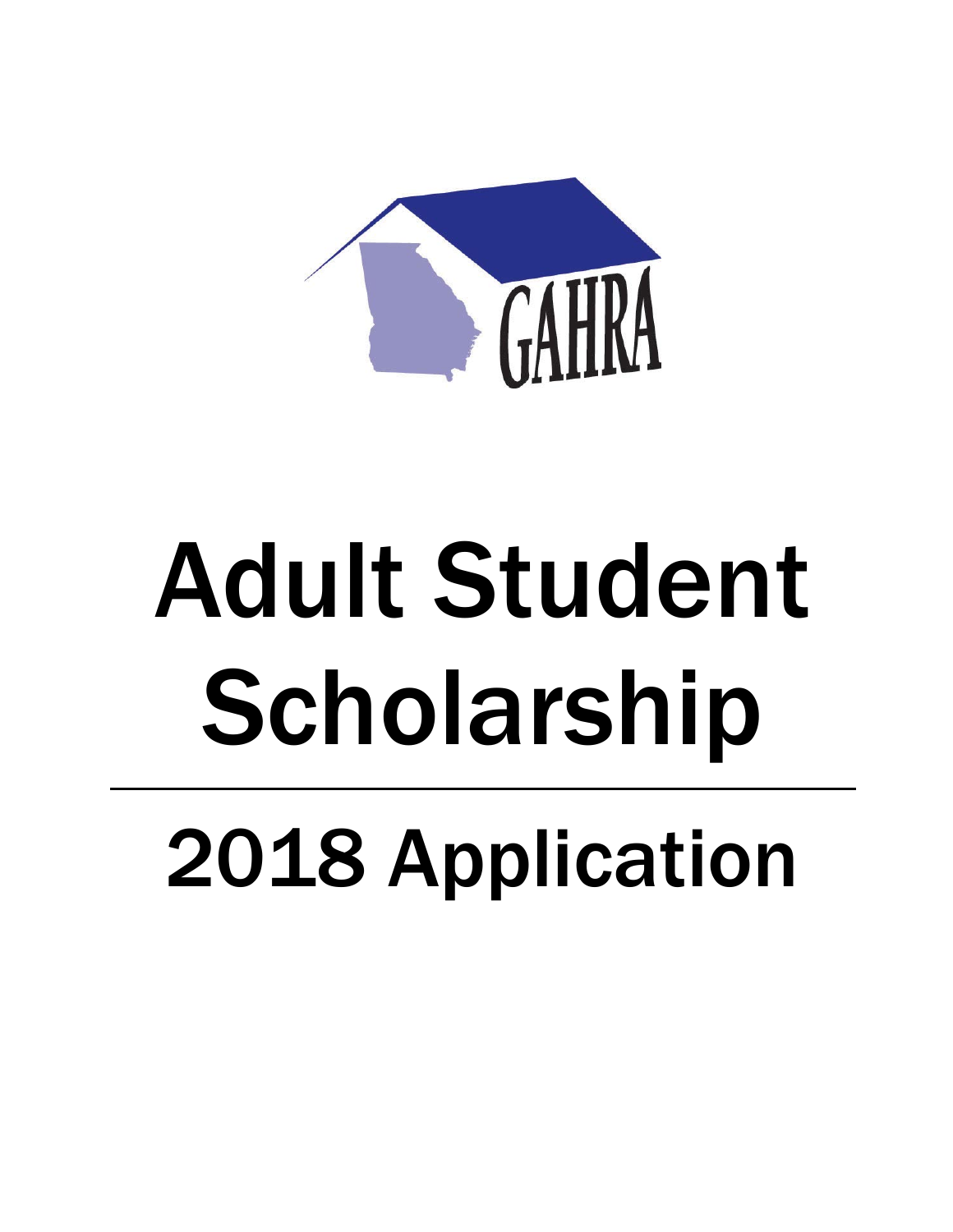GAHRA

# Adult Student Scholarship

---

# 2018 Application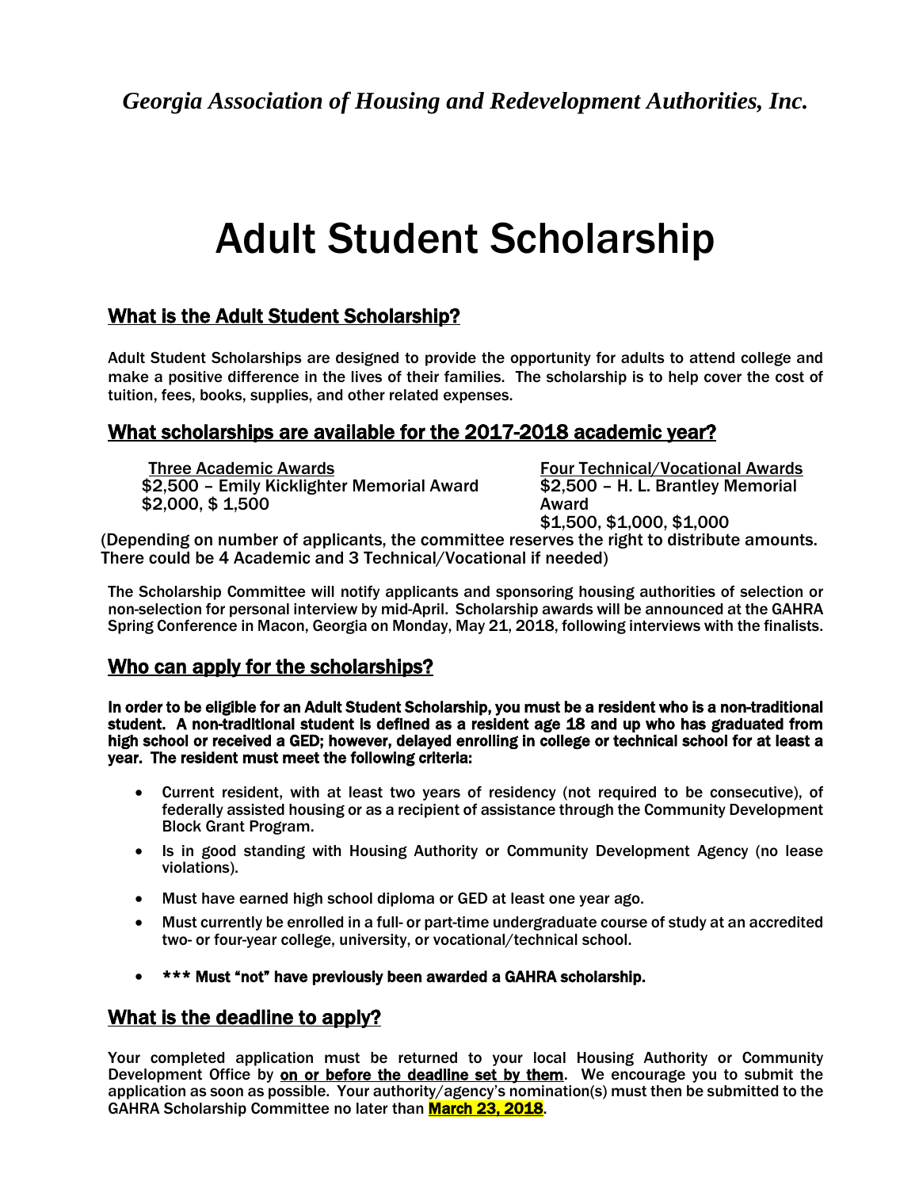*Georgia Association of Housing and Redevelopment Authorities, Inc.*

# Adult Student Scholarship

## What is the Adult Student Scholarship?

Adult Student Scholarships are designed to provide the opportunity for adults to attend college and make a positive difference in the lives of their families. The scholarship is to help cover the cost of tuition, fees, books, supplies, and other related expenses.

## What scholarships are available for the 2017-2018 academic year?

Three Academic Awards
$2,500 – Emily Kicklighter Memorial Award
$2,000, $ 1,500

Four Technical/Vocational Awards
$2,500 – H. L. Brantley Memorial Award
$1,500, $1,000, $1,000

(Depending on number of applicants, the committee reserves the right to distribute amounts. There could be 4 Academic and 3 Technical/Vocational if needed)

The Scholarship Committee will notify applicants and sponsoring housing authorities of selection or non-selection for personal interview by mid-April. Scholarship awards will be announced at the GAHRA Spring Conference in Macon, Georgia on Monday, May 21, 2018, following interviews with the finalists.

## Who can apply for the scholarships?

**In order to be eligible for an Adult Student Scholarship, you must be a resident who is a non-traditional student. A non-traditional student is defined as a resident age 18 and up who has graduated from high school or received a GED; however, delayed enrolling in college or technical school for at least a year. The resident must meet the following criteria:**

- Current resident, with at least two years of residency (not required to be consecutive), of federally assisted housing or as a recipient of assistance through the Community Development Block Grant Program.
- Is in good standing with Housing Authority or Community Development Agency (no lease violations).
- Must have earned high school diploma or GED at least one year ago.
- Must currently be enrolled in a full- or part-time undergraduate course of study at an accredited two- or four-year college, university, or vocational/technical school.
- **\*\*\* Must "not" have previously been awarded a GAHRA scholarship.**

## What is the deadline to apply?

Your completed application must be returned to your local Housing Authority or Community Development Office by **on or before the deadline set by them**. We encourage you to submit the application as soon as possible. Your authority/agency's nomination(s) must then be submitted to the GAHRA Scholarship Committee no later than **March 23, 2018**.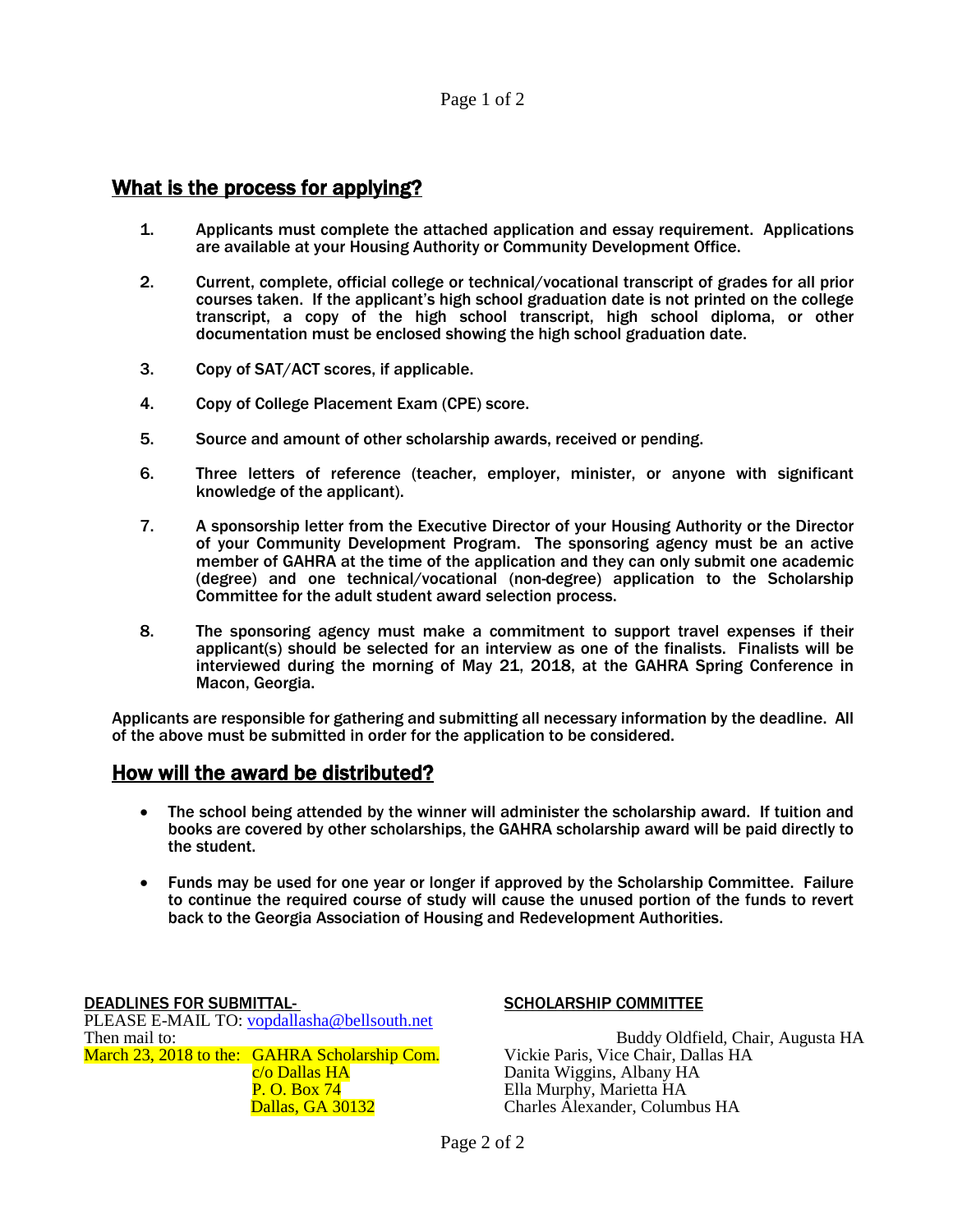## What is the process for applying?

1. Applicants must complete the attached application and essay requirement. Applications are available at your Housing Authority or Community Development Office.

2. Current, complete, official college or technical/vocational transcript of grades for all prior courses taken. If the applicant's high school graduation date is not printed on the college transcript, a copy of the high school transcript, high school diploma, or other documentation must be enclosed showing the high school graduation date.

3. Copy of SAT/ACT scores, if applicable.

4. Copy of College Placement Exam (CPE) score.

5. Source and amount of other scholarship awards, received or pending.

6. Three letters of reference (teacher, employer, minister, or anyone with significant knowledge of the applicant).

7. A sponsorship letter from the Executive Director of your Housing Authority or the Director of your Community Development Program. The sponsoring agency must be an active member of GAHRA at the time of the application and they can only submit one academic (degree) and one technical/vocational (non-degree) application to the Scholarship Committee for the adult student award selection process.

8. The sponsoring agency must make a commitment to support travel expenses if their applicant(s) should be selected for an interview as one of the finalists. Finalists will be interviewed during the morning of May 21, 2018, at the GAHRA Spring Conference in Macon, Georgia.

Applicants are responsible for gathering and submitting all necessary information by the deadline. All of the above must be submitted in order for the application to be considered.

## How will the award be distributed?

- The school being attended by the winner will administer the scholarship award. If tuition and books are covered by other scholarships, the GAHRA scholarship award will be paid directly to the student.

- Funds may be used for one year or longer if approved by the Scholarship Committee. Failure to continue the required course of study will cause the unused portion of the funds to revert back to the Georgia Association of Housing and Redevelopment Authorities.

**DEADLINES FOR SUBMITTAL-**

PLEASE E-MAIL TO: vopdallasha@bellsouth.net
Then mail to:
March 23, 2018 to the: GAHRA Scholarship Com.
c/o Dallas HA
P. O. Box 74
Dallas, GA 30132

**SCHOLARSHIP COMMITTEE**

Buddy Oldfield, Chair, Augusta HA
Vickie Paris, Vice Chair, Dallas HA
Danita Wiggins, Albany HA
Ella Murphy, Marietta HA
Charles Alexander, Columbus HA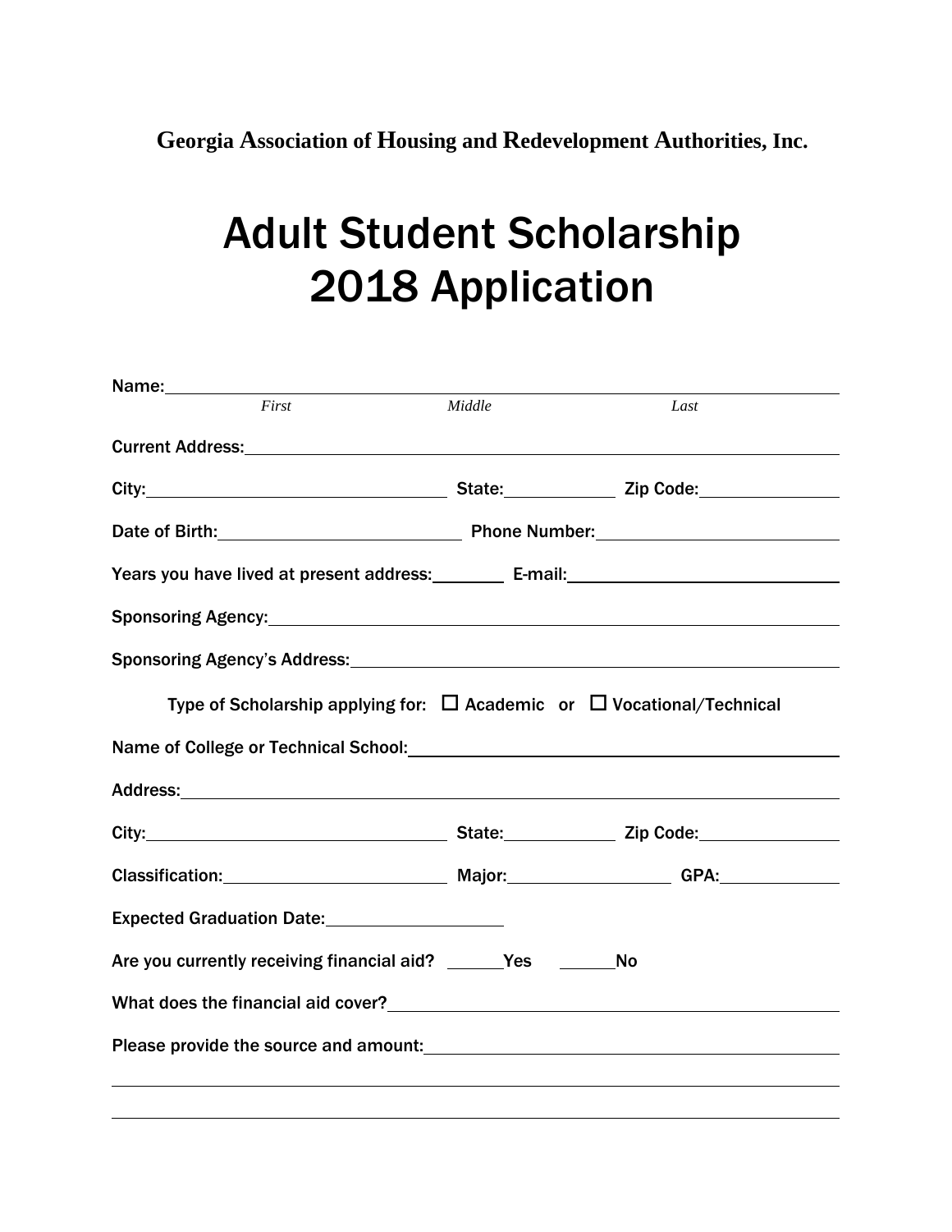**Georgia Association of Housing and Redevelopment Authorities, Inc.**

# Adult Student Scholarship
# 2018 Application

Name: ______________________________________________________________
*First* *Middle* *Last*

Current Address: ______________________________________________________

City: ____________________ State: __________ Zip Code: ____________

Date of Birth: ____________________ Phone Number: ____________________

Years you have lived at present address: ______ E-mail: ____________________

Sponsoring Agency: ____________________________________________________

Sponsoring Agency's Address: ___________________________________________

Type of Scholarship applying for: ☐ Academic or ☐ Vocational/Technical

Name of College or Technical School: ____________________________________

Address: _____________________________________________________________

City: ____________________ State: __________ Zip Code: ____________

Classification: ____________________ Major: ______________ GPA: __________

Expected Graduation Date: ________________

Are you currently receiving financial aid? _____Yes _____No

What does the financial aid cover? ______________________________________

Please provide the source and amount: ___________________________________

______________________________________________________________________

______________________________________________________________________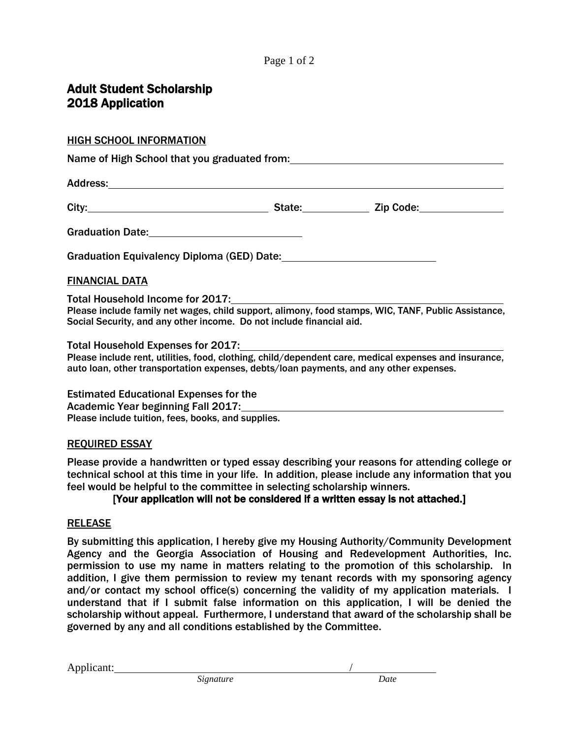# Adult Student Scholarship
# 2018 Application

## HIGH SCHOOL INFORMATION

Name of High School that you graduated from: ______________________________

Address: ______________________________________________

City: ____________________ State: __________ Zip Code: ____________

Graduation Date: ______________________

Graduation Equivalency Diploma (GED) Date: ______________________

## FINANCIAL DATA

Total Household Income for 2017: ______________________________

Please include family net wages, child support, alimony, food stamps, WIC, TANF, Public Assistance, Social Security, and any other income. Do not include financial aid.

Total Household Expenses for 2017: ______________________________

Please include rent, utilities, food, clothing, child/dependent care, medical expenses and insurance, auto loan, other transportation expenses, debts/loan payments, and any other expenses.

Estimated Educational Expenses for the Academic Year beginning Fall 2017: ______________________________

Please include tuition, fees, books, and supplies.

## REQUIRED ESSAY

Please provide a handwritten or typed essay describing your reasons for attending college or technical school at this time in your life. In addition, please include any information that you feel would be helpful to the committee in selecting scholarship winners.

**[Your application will not be considered if a written essay is not attached.]**

## RELEASE

By submitting this application, I hereby give my Housing Authority/Community Development Agency and the Georgia Association of Housing and Redevelopment Authorities, Inc. permission to use my name in matters relating to the promotion of this scholarship. In addition, I give them permission to review my tenant records with my sponsoring agency and/or contact my school office(s) concerning the validity of my application materials. I understand that if I submit false information on this application, I will be denied the scholarship without appeal. Furthermore, I understand that award of the scholarship shall be governed by any and all conditions established by the Committee.

Applicant: ______________________________ / ______________

*Signature* *Date*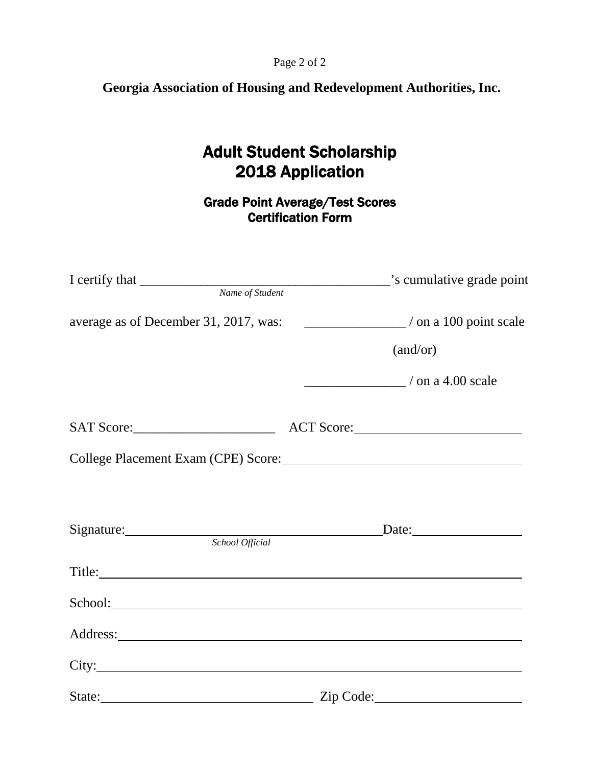**Georgia Association of Housing and Redevelopment Authorities, Inc.**

# Adult Student Scholarship
# 2018 Application

## Grade Point Average/Test Scores
## Certification Form

I certify that ____________________________________’s cumulative grade point
*Name of Student*

average as of December 31, 2017, was: _______________ / on a 100 point scale

(and/or)

_______________ / on a 4.00 scale

SAT Score:_____________________ ACT Score:_________________________

College Placement Exam (CPE) Score:___________________________________

Signature:________________________________________Date:________________
*School Official*

Title:_____________________________________________________________________

School:___________________________________________________________________

Address:__________________________________________________________________

City:______________________________________________________________________

State:________________________________ Zip Code:______________________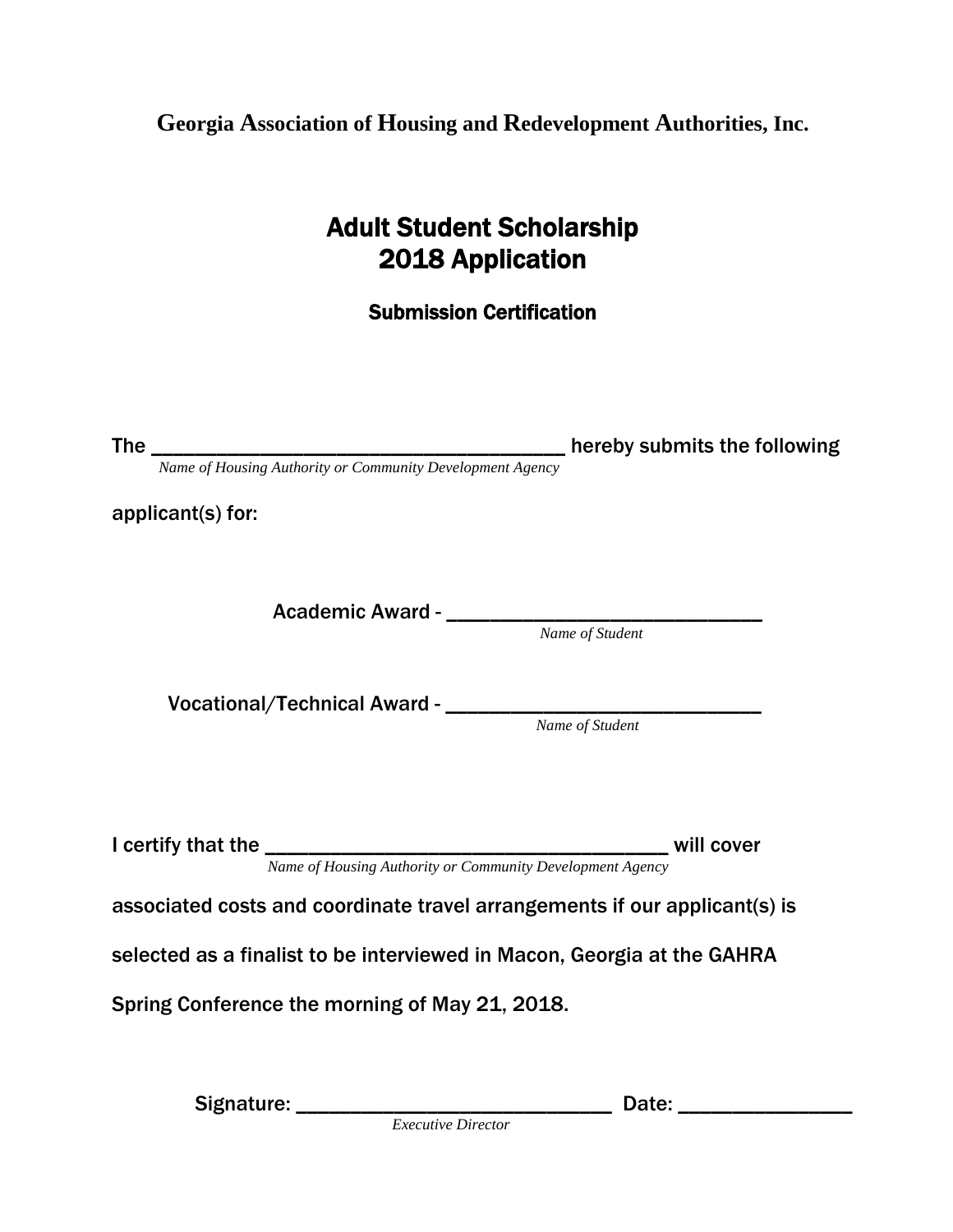**Georgia Association of Housing and Redevelopment Authorities, Inc.**

# Adult Student Scholarship
# 2018 Application

## Submission Certification

The ______________________________________ hereby submits the following
*Name of Housing Authority or Community Development Agency*

applicant(s) for:

Academic Award - _____________________________
*Name of Student*

Vocational/Technical Award - _____________________________
*Name of Student*

I certify that the ____________________________________ will cover
*Name of Housing Authority or Community Development Agency*

associated costs and coordinate travel arrangements if our applicant(s) is selected as a finalist to be interviewed in Macon, Georgia at the GAHRA Spring Conference the morning of May 21, 2018.

Signature: _____________________________ Date: ________________
*Executive Director*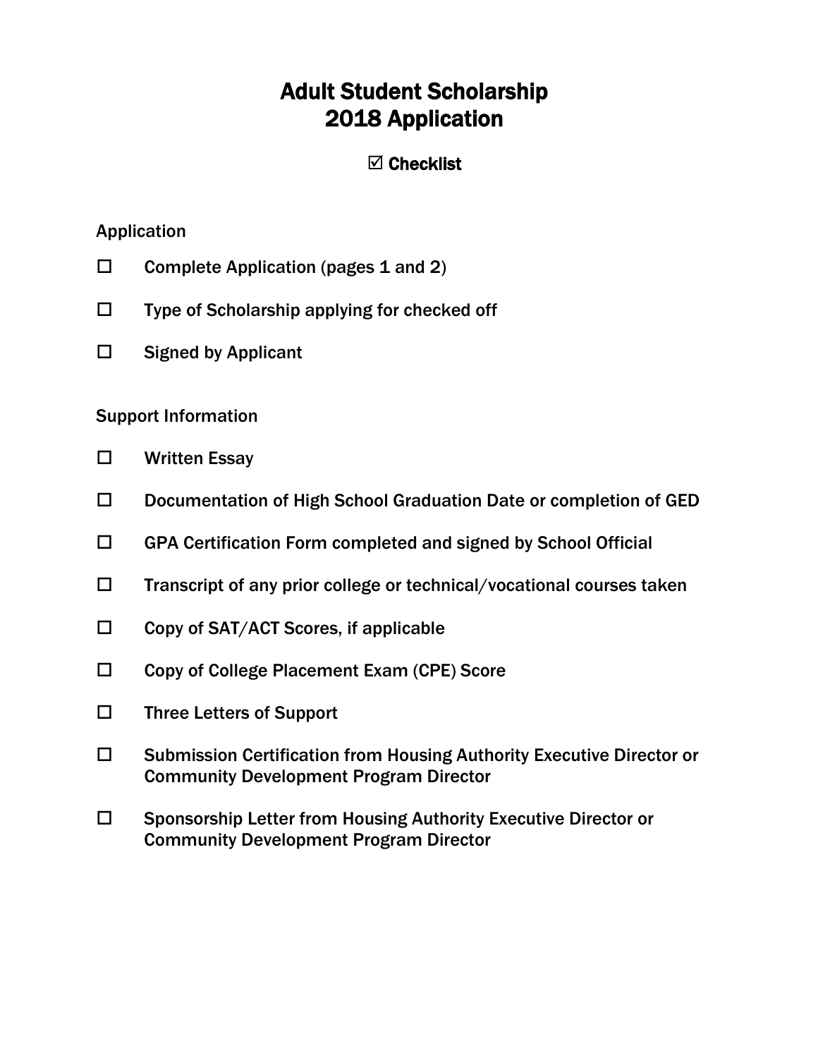# Adult Student Scholarship
# 2018 Application

### ☑ Checklist

Application

- ☐ Complete Application (pages 1 and 2)
- ☐ Type of Scholarship applying for checked off
- ☐ Signed by Applicant

Support Information

- ☐ Written Essay
- ☐ Documentation of High School Graduation Date or completion of GED
- ☐ GPA Certification Form completed and signed by School Official
- ☐ Transcript of any prior college or technical/vocational courses taken
- ☐ Copy of SAT/ACT Scores, if applicable
- ☐ Copy of College Placement Exam (CPE) Score
- ☐ Three Letters of Support
- ☐ Submission Certification from Housing Authority Executive Director or Community Development Program Director
- ☐ Sponsorship Letter from Housing Authority Executive Director or Community Development Program Director